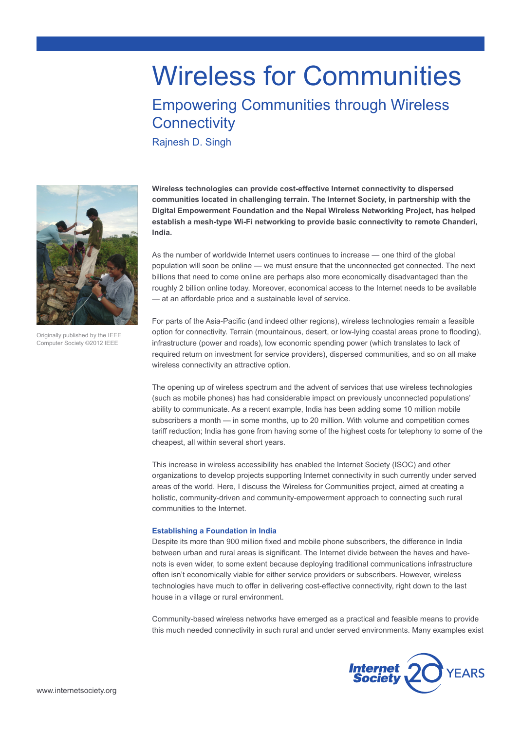# Wireless for Communities

## Empowering Communities through Wireless Connectivity

Rajnesh D. Singh

Originally published by the IEEE Computer Society ©2012 IEEE

**Wireless technologies can provide cost-effective Internet connectivity to dispersed communities located in challenging terrain. The Internet Society, in partnership with the Digital Empowerment Foundation and the Nepal Wireless Networking Project, has helped establish a mesh-type Wi-Fi networking to provide basic connectivity to remote Chanderi, India.**

As the number of worldwide Internet users continues to increase — one third of the global population will soon be online — we must ensure that the unconnected get connected. The next billions that need to come online are perhaps also more economically disadvantaged than the roughly 2 billion online today. Moreover, economical access to the Internet needs to be available — at an affordable price and a sustainable level of service.

For parts of the Asia-Pacific (and indeed other regions), wireless technologies remain a feasible option for connectivity. Terrain (mountainous, desert, or low-lying coastal areas prone to flooding), infrastructure (power and roads), low economic spending power (which translates to lack of required return on investment for service providers), dispersed communities, and so on all make wireless connectivity an attractive option.

The opening up of wireless spectrum and the advent of services that use wireless technologies (such as mobile phones) has had considerable impact on previously unconnected populations' ability to communicate. As a recent example, India has been adding some 10 million mobile subscribers a month — in some months, up to 20 million. With volume and competition comes tariff reduction; India has gone from having some of the highest costs for telephony to some of the cheapest, all within several short years.

This increase in wireless accessibility has enabled the Internet Society (ISOC) and other organizations to develop projects supporting Internet connectivity in such currently under served areas of the world. Here, I discuss the Wireless for Communities project, aimed at creating a holistic, community-driven and community-empowerment approach to connecting such rural communities to the Internet.

### Establishing a Foundation in India

Despite its more than 900 million fixed and mobile phone subscribers, the difference in India between urban and rural areas is significant. The Internet divide between the haves and have-nots is even wider, to some extent because deploying traditional communications infrastructure often isn't economically viable for either service providers or subscribers. However, wireless technologies have much to offer in delivering cost-effective connectivity, right down to the last house in a village or rural environment.

Community-based wireless networks have emerged as a practical and feasible means to provide this much needed connectivity in such rural and under served environments. Many examples exist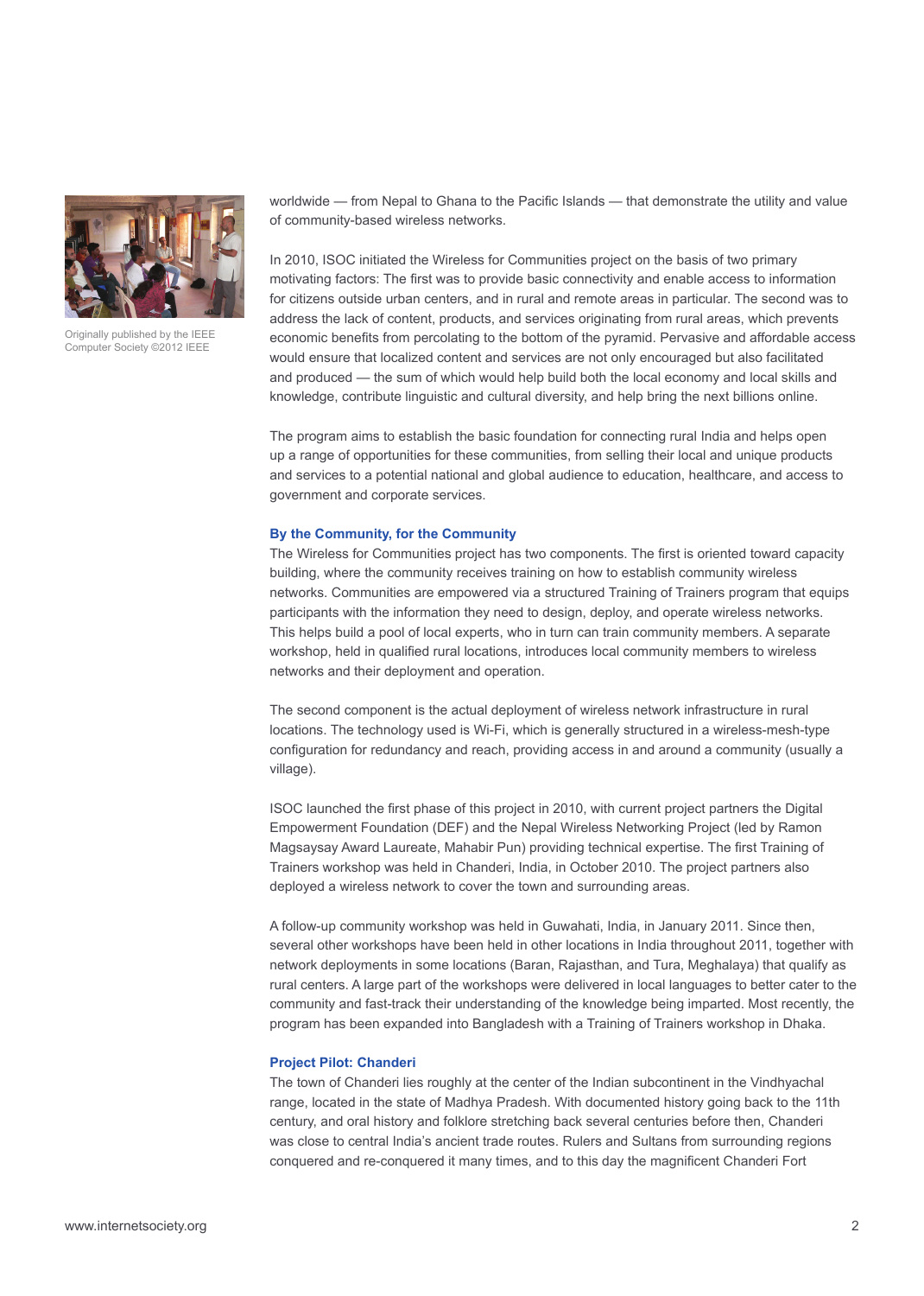Originally published by the IEEE Computer Society ©2012 IEEE

worldwide — from Nepal to Ghana to the Pacific Islands — that demonstrate the utility and value of community-based wireless networks.

In 2010, ISOC initiated the Wireless for Communities project on the basis of two primary motivating factors: The first was to provide basic connectivity and enable access to information for citizens outside urban centers, and in rural and remote areas in particular. The second was to address the lack of content, products, and services originating from rural areas, which prevents economic benefits from percolating to the bottom of the pyramid. Pervasive and affordable access would ensure that localized content and services are not only encouraged but also facilitated and produced — the sum of which would help build both the local economy and local skills and knowledge, contribute linguistic and cultural diversity, and help bring the next billions online.

The program aims to establish the basic foundation for connecting rural India and helps open up a range of opportunities for these communities, from selling their local and unique products and services to a potential national and global audience to education, healthcare, and access to government and corporate services.

## By the Community, for the Community

The Wireless for Communities project has two components. The first is oriented toward capacity building, where the community receives training on how to establish community wireless networks. Communities are empowered via a structured Training of Trainers program that equips participants with the information they need to design, deploy, and operate wireless networks. This helps build a pool of local experts, who in turn can train community members. A separate workshop, held in qualified rural locations, introduces local community members to wireless networks and their deployment and operation.

The second component is the actual deployment of wireless network infrastructure in rural locations. The technology used is Wi-Fi, which is generally structured in a wireless-mesh-type configuration for redundancy and reach, providing access in and around a community (usually a village).

ISOC launched the first phase of this project in 2010, with current project partners the Digital Empowerment Foundation (DEF) and the Nepal Wireless Networking Project (led by Ramon Magsaysay Award Laureate, Mahabir Pun) providing technical expertise. The first Training of Trainers workshop was held in Chanderi, India, in October 2010. The project partners also deployed a wireless network to cover the town and surrounding areas.

A follow-up community workshop was held in Guwahati, India, in January 2011. Since then, several other workshops have been held in other locations in India throughout 2011, together with network deployments in some locations (Baran, Rajasthan, and Tura, Meghalaya) that qualify as rural centers. A large part of the workshops were delivered in local languages to better cater to the community and fast-track their understanding of the knowledge being imparted. Most recently, the program has been expanded into Bangladesh with a Training of Trainers workshop in Dhaka.

## Project Pilot: Chanderi

The town of Chanderi lies roughly at the center of the Indian subcontinent in the Vindhyachal range, located in the state of Madhya Pradesh. With documented history going back to the 11th century, and oral history and folklore stretching back several centuries before then, Chanderi was close to central India's ancient trade routes. Rulers and Sultans from surrounding regions conquered and re-conquered it many times, and to this day the magnificent Chanderi Fort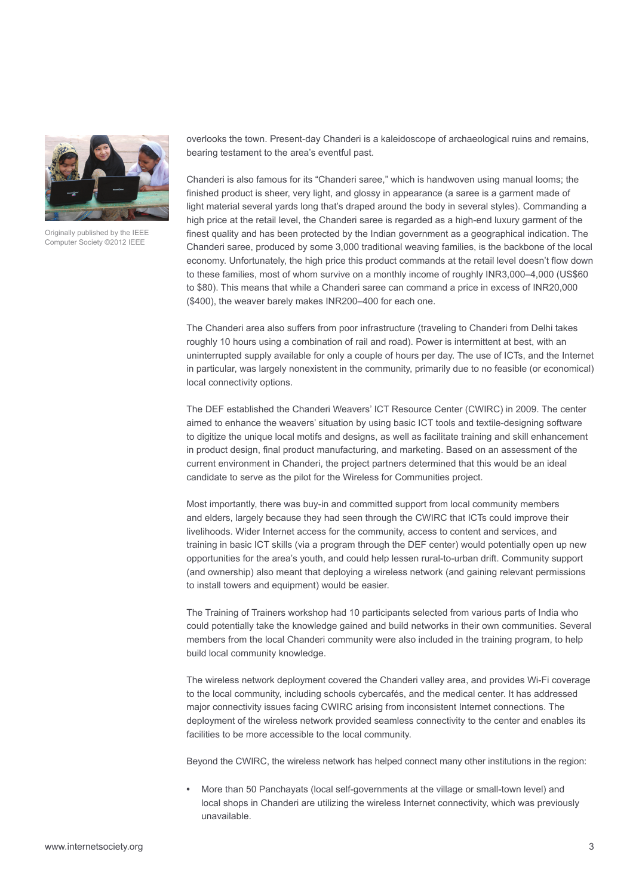Originally published by the IEEE Computer Society ©2012 IEEE

overlooks the town. Present-day Chanderi is a kaleidoscope of archaeological ruins and remains, bearing testament to the area's eventful past.

Chanderi is also famous for its "Chanderi saree," which is handwoven using manual looms; the finished product is sheer, very light, and glossy in appearance (a saree is a garment made of light material several yards long that's draped around the body in several styles). Commanding a high price at the retail level, the Chanderi saree is regarded as a high-end luxury garment of the finest quality and has been protected by the Indian government as a geographical indication. The Chanderi saree, produced by some 3,000 traditional weaving families, is the backbone of the local economy. Unfortunately, the high price this product commands at the retail level doesn't flow down to these families, most of whom survive on a monthly income of roughly INR3,000–4,000 (US$60 to $80). This means that while a Chanderi saree can command a price in excess of INR20,000 ($400), the weaver barely makes INR200–400 for each one.

The Chanderi area also suffers from poor infrastructure (traveling to Chanderi from Delhi takes roughly 10 hours using a combination of rail and road). Power is intermittent at best, with an uninterrupted supply available for only a couple of hours per day. The use of ICTs, and the Internet in particular, was largely nonexistent in the community, primarily due to no feasible (or economical) local connectivity options.

The DEF established the Chanderi Weavers' ICT Resource Center (CWIRC) in 2009. The center aimed to enhance the weavers' situation by using basic ICT tools and textile-designing software to digitize the unique local motifs and designs, as well as facilitate training and skill enhancement in product design, final product manufacturing, and marketing. Based on an assessment of the current environment in Chanderi, the project partners determined that this would be an ideal candidate to serve as the pilot for the Wireless for Communities project.

Most importantly, there was buy-in and committed support from local community members and elders, largely because they had seen through the CWIRC that ICTs could improve their livelihoods. Wider Internet access for the community, access to content and services, and training in basic ICT skills (via a program through the DEF center) would potentially open up new opportunities for the area's youth, and could help lessen rural-to-urban drift. Community support (and ownership) also meant that deploying a wireless network (and gaining relevant permissions to install towers and equipment) would be easier.

The Training of Trainers workshop had 10 participants selected from various parts of India who could potentially take the knowledge gained and build networks in their own communities. Several members from the local Chanderi community were also included in the training program, to help build local community knowledge.

The wireless network deployment covered the Chanderi valley area, and provides Wi-Fi coverage to the local community, including schools cybercafés, and the medical center. It has addressed major connectivity issues facing CWIRC arising from inconsistent Internet connections. The deployment of the wireless network provided seamless connectivity to the center and enables its facilities to be more accessible to the local community.

Beyond the CWIRC, the wireless network has helped connect many other institutions in the region:

- More than 50 Panchayats (local self-governments at the village or small-town level) and local shops in Chanderi are utilizing the wireless Internet connectivity, which was previously unavailable.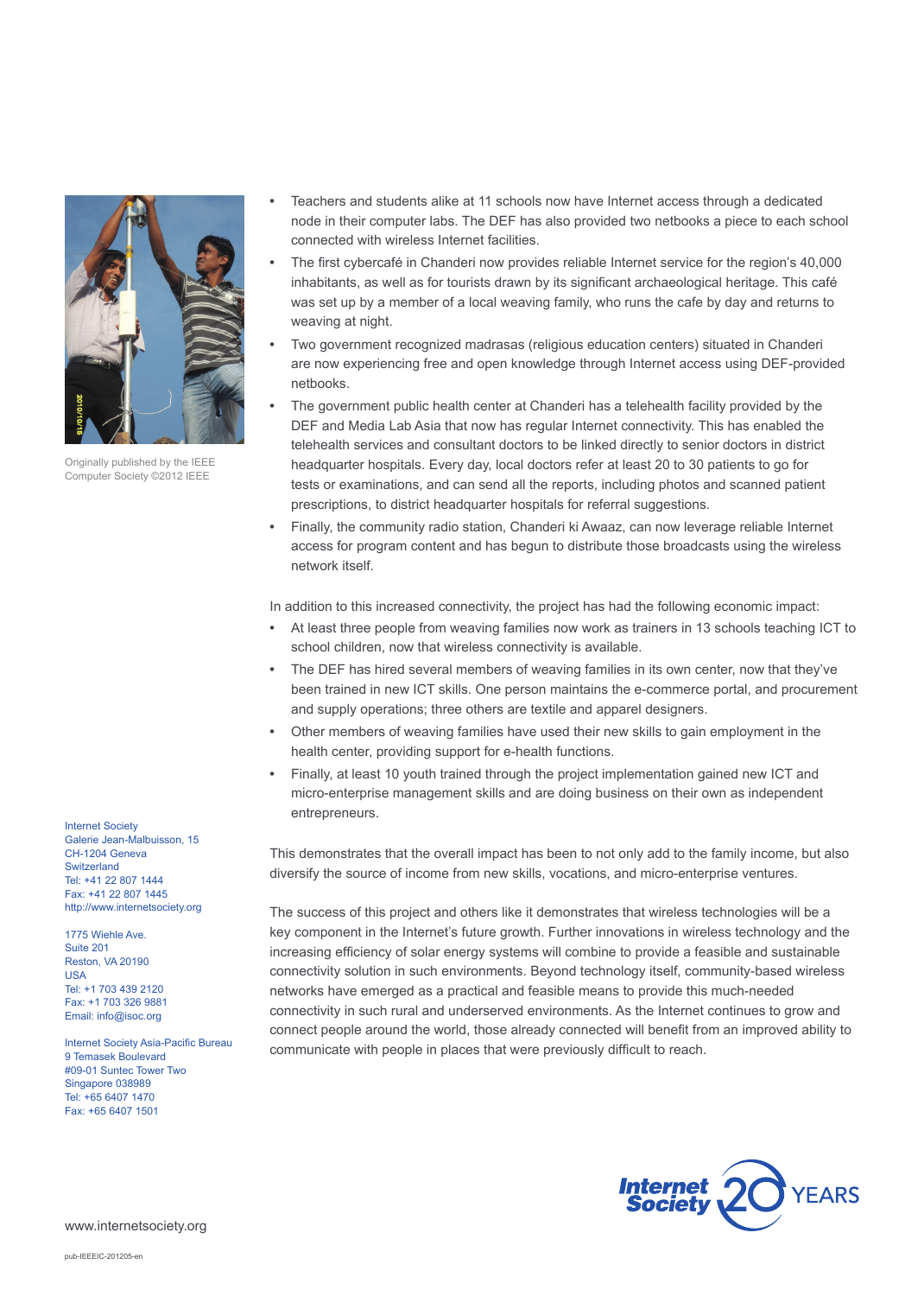- Teachers and students alike at 11 schools now have Internet access through a dedicated node in their computer labs. The DEF has also provided two netbooks a piece to each school connected with wireless Internet facilities.
- The first cybercafé in Chanderi now provides reliable Internet service for the region's 40,000 inhabitants, as well as for tourists drawn by its significant archaeological heritage. This café was set up by a member of a local weaving family, who runs the cafe by day and returns to weaving at night.
- Two government recognized madrasas (religious education centers) situated in Chanderi are now experiencing free and open knowledge through Internet access using DEF-provided netbooks.
- The government public health center at Chanderi has a telehealth facility provided by the DEF and Media Lab Asia that now has regular Internet connectivity. This has enabled the telehealth services and consultant doctors to be linked directly to senior doctors in district headquarter hospitals. Every day, local doctors refer at least 20 to 30 patients to go for tests or examinations, and can send all the reports, including photos and scanned patient prescriptions, to district headquarter hospitals for referral suggestions.
- Finally, the community radio station, Chanderi ki Awaaz, can now leverage reliable Internet access for program content and has begun to distribute those broadcasts using the wireless network itself.

In addition to this increased connectivity, the project has had the following economic impact:

- At least three people from weaving families now work as trainers in 13 schools teaching ICT to school children, now that wireless connectivity is available.
- The DEF has hired several members of weaving families in its own center, now that they've been trained in new ICT skills. One person maintains the e-commerce portal, and procurement and supply operations; three others are textile and apparel designers.
- Other members of weaving families have used their new skills to gain employment in the health center, providing support for e-health functions.
- Finally, at least 10 youth trained through the project implementation gained new ICT and micro-enterprise management skills and are doing business on their own as independent entrepreneurs.

This demonstrates that the overall impact has been to not only add to the family income, but also diversify the source of income from new skills, vocations, and micro-enterprise ventures.

The success of this project and others like it demonstrates that wireless technologies will be a key component in the Internet's future growth. Further innovations in wireless technology and the increasing efficiency of solar energy systems will combine to provide a feasible and sustainable connectivity solution in such environments. Beyond technology itself, community-based wireless networks have emerged as a practical and feasible means to provide this much-needed connectivity in such rural and underserved environments. As the Internet continues to grow and connect people around the world, those already connected will benefit from an improved ability to communicate with people in places that were previously difficult to reach.

Originally published by the IEEE Computer Society ©2012 IEEE

Internet Society
Galerie Jean-Malbuisson, 15
CH-1204 Geneva
Switzerland
Tel: +41 22 807 1444
Fax: +41 22 807 1445
http://www.internetsociety.org

1775 Wiehle Ave.
Suite 201
Reston, VA 20190
USA
Tel: +1 703 439 2120
Fax: +1 703 326 9881
Email: info@isoc.org

Internet Society Asia-Pacific Bureau
9 Temasek Boulevard
#09-01 Suntec Tower Two
Singapore 038989
Tel: +65 6407 1470
Fax: +65 6407 1501

www.internetsociety.org

pub-IEEEIC-201205-en